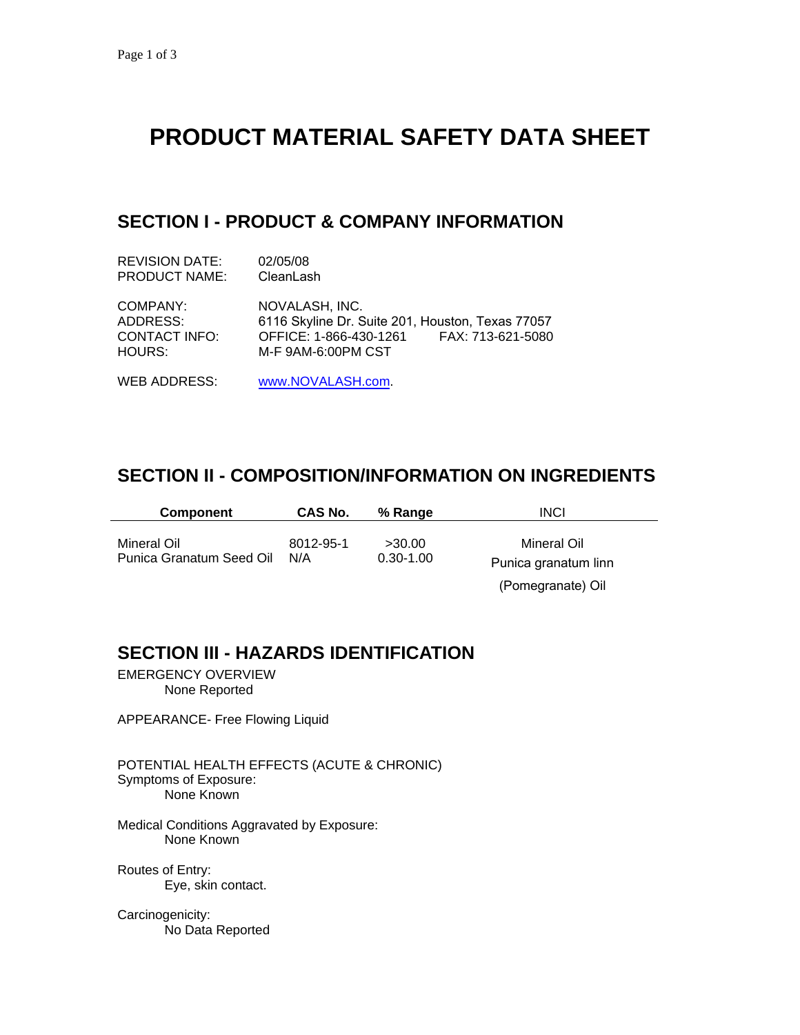# PRODUCT MATERIAL SAFETY DATA SHEET

## SECTION I - PRODUCT & COMPANY INFORMATION

REVISION DATE: 02/05/08
PRODUCT NAME: CleanLash

COMPANY: NOVALASH, INC.
ADDRESS: 6116 Skyline Dr. Suite 201, Houston, Texas 77057
CONTACT INFO: OFFICE: 1-866-430-1261 FAX: 713-621-5080
HOURS: M-F 9AM-6:00PM CST

WEB ADDRESS: www.NOVALASH.com.

## SECTION II - COMPOSITION/INFORMATION ON INGREDIENTS

| Component | CAS No. | % Range | INCI |
|---|---|---|---|
| Mineral Oil | 8012-95-1 | >30.00 | Mineral Oil |
| Punica Granatum Seed Oil | N/A | 0.30-1.00 | Punica granatum linn (Pomegranate) Oil |

## SECTION III - HAZARDS IDENTIFICATION

EMERGENCY OVERVIEW
None Reported

APPEARANCE- Free Flowing Liquid

POTENTIAL HEALTH EFFECTS (ACUTE & CHRONIC)
Symptoms of Exposure:
None Known

Medical Conditions Aggravated by Exposure:
None Known

Routes of Entry:
Eye, skin contact.

Carcinogenicity:
No Data Reported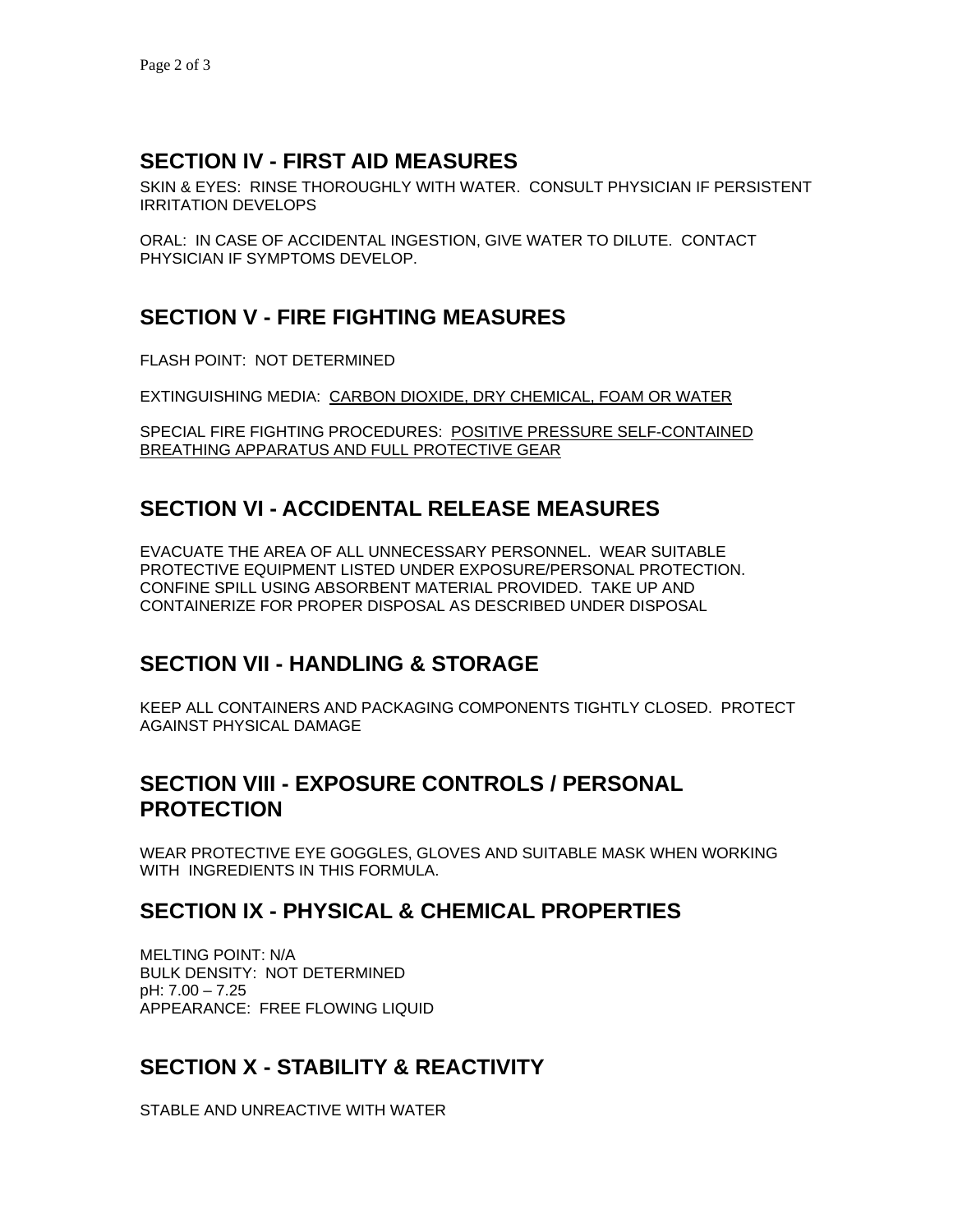## SECTION IV - FIRST AID MEASURES

SKIN & EYES: RINSE THOROUGHLY WITH WATER. CONSULT PHYSICIAN IF PERSISTENT IRRITATION DEVELOPS

ORAL: IN CASE OF ACCIDENTAL INGESTION, GIVE WATER TO DILUTE. CONTACT PHYSICIAN IF SYMPTOMS DEVELOP.

## SECTION V - FIRE FIGHTING MEASURES

FLASH POINT: NOT DETERMINED

EXTINGUISHING MEDIA: <u>CARBON DIOXIDE, DRY CHEMICAL, FOAM OR WATER</u>

SPECIAL FIRE FIGHTING PROCEDURES: <u>POSITIVE PRESSURE SELF-CONTAINED BREATHING APPARATUS AND FULL PROTECTIVE GEAR</u>

## SECTION VI - ACCIDENTAL RELEASE MEASURES

EVACUATE THE AREA OF ALL UNNECESSARY PERSONNEL. WEAR SUITABLE PROTECTIVE EQUIPMENT LISTED UNDER EXPOSURE/PERSONAL PROTECTION. CONFINE SPILL USING ABSORBENT MATERIAL PROVIDED. TAKE UP AND CONTAINERIZE FOR PROPER DISPOSAL AS DESCRIBED UNDER DISPOSAL

## SECTION VII - HANDLING & STORAGE

KEEP ALL CONTAINERS AND PACKAGING COMPONENTS TIGHTLY CLOSED. PROTECT AGAINST PHYSICAL DAMAGE

## SECTION VIII - EXPOSURE CONTROLS / PERSONAL PROTECTION

WEAR PROTECTIVE EYE GOGGLES, GLOVES AND SUITABLE MASK WHEN WORKING WITH INGREDIENTS IN THIS FORMULA.

## SECTION IX - PHYSICAL & CHEMICAL PROPERTIES

MELTING POINT: N/A
BULK DENSITY: NOT DETERMINED
pH: 7.00 – 7.25
APPEARANCE: FREE FLOWING LIQUID

## SECTION X - STABILITY & REACTIVITY

STABLE AND UNREACTIVE WITH WATER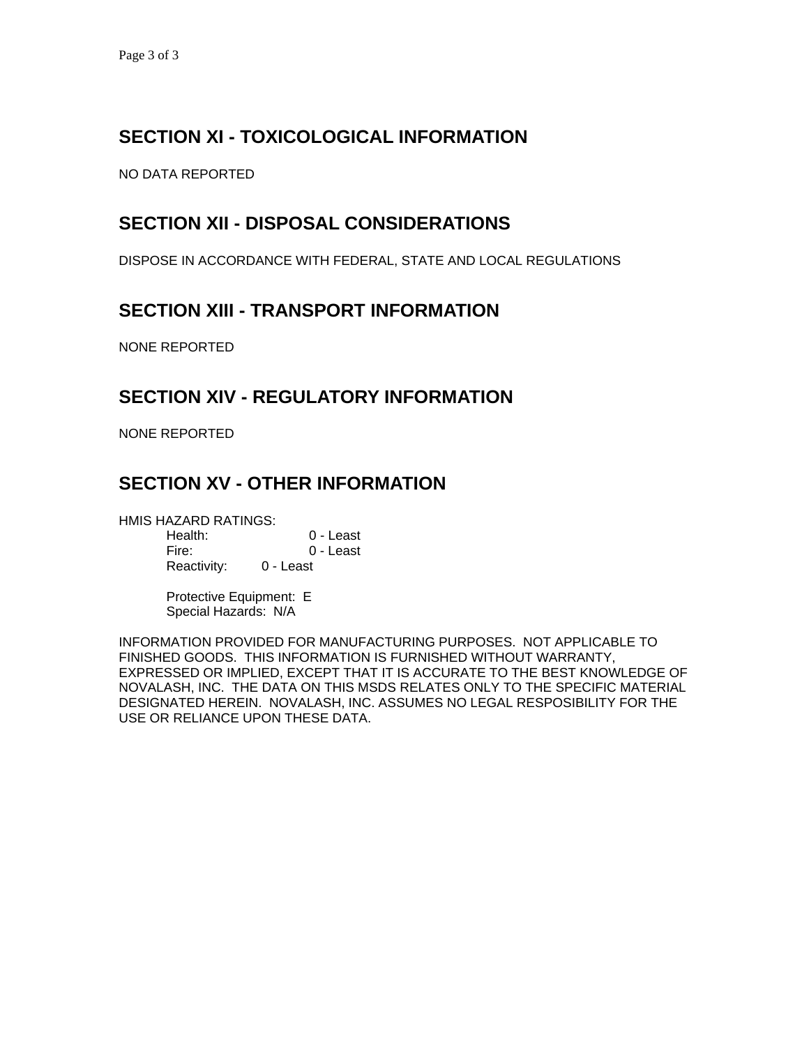## SECTION XI - TOXICOLOGICAL INFORMATION

NO DATA REPORTED

## SECTION XII - DISPOSAL CONSIDERATIONS

DISPOSE IN ACCORDANCE WITH FEDERAL, STATE AND LOCAL REGULATIONS

## SECTION XIII - TRANSPORT INFORMATION

NONE REPORTED

## SECTION XIV - REGULATORY INFORMATION

NONE REPORTED

## SECTION XV - OTHER INFORMATION

HMIS HAZARD RATINGS:

Health: 0 - Least
Fire: 0 - Least
Reactivity: 0 - Least

Protective Equipment: E
Special Hazards: N/A

INFORMATION PROVIDED FOR MANUFACTURING PURPOSES. NOT APPLICABLE TO FINISHED GOODS. THIS INFORMATION IS FURNISHED WITHOUT WARRANTY, EXPRESSED OR IMPLIED, EXCEPT THAT IT IS ACCURATE TO THE BEST KNOWLEDGE OF NOVALASH, INC. THE DATA ON THIS MSDS RELATES ONLY TO THE SPECIFIC MATERIAL DESIGNATED HEREIN. NOVALASH, INC. ASSUMES NO LEGAL RESPOSIBILITY FOR THE USE OR RELIANCE UPON THESE DATA.